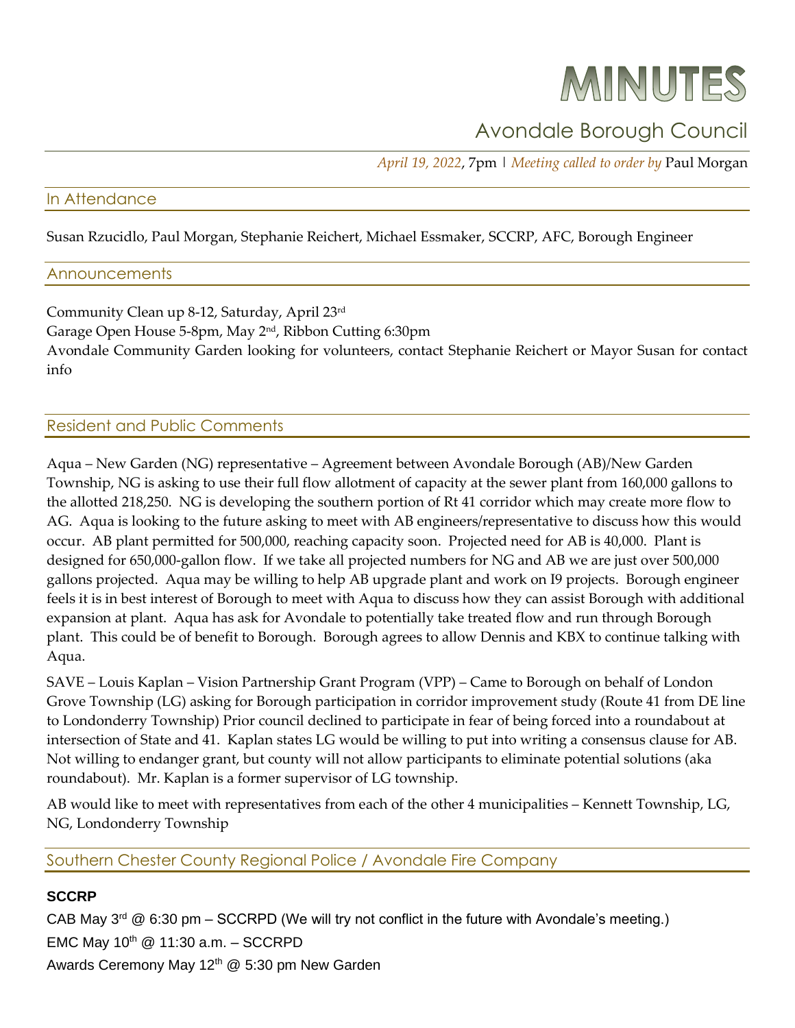# MINUTES

## Avondale Borough Council

*April 19, 2022*, 7pm | *Meeting called to order by* Paul Morgan

### In Attendance

Susan Rzucidlo, Paul Morgan, Stephanie Reichert, Michael Essmaker, SCCRP, AFC, Borough Engineer

### Announcements

Community Clean up 8-12, Saturday, April 23rd
Garage Open House 5-8pm, May 2nd, Ribbon Cutting 6:30pm
Avondale Community Garden looking for volunteers, contact Stephanie Reichert or Mayor Susan for contact info

### Resident and Public Comments

Aqua – New Garden (NG) representative – Agreement between Avondale Borough (AB)/New Garden Township, NG is asking to use their full flow allotment of capacity at the sewer plant from 160,000 gallons to the allotted 218,250. NG is developing the southern portion of Rt 41 corridor which may create more flow to AG. Aqua is looking to the future asking to meet with AB engineers/representative to discuss how this would occur. AB plant permitted for 500,000, reaching capacity soon. Projected need for AB is 40,000. Plant is designed for 650,000-gallon flow. If we take all projected numbers for NG and AB we are just over 500,000 gallons projected. Aqua may be willing to help AB upgrade plant and work on I9 projects. Borough engineer feels it is in best interest of Borough to meet with Aqua to discuss how they can assist Borough with additional expansion at plant. Aqua has ask for Avondale to potentially take treated flow and run through Borough plant. This could be of benefit to Borough. Borough agrees to allow Dennis and KBX to continue talking with Aqua.

SAVE – Louis Kaplan – Vision Partnership Grant Program (VPP) – Came to Borough on behalf of London Grove Township (LG) asking for Borough participation in corridor improvement study (Route 41 from DE line to Londonderry Township) Prior council declined to participate in fear of being forced into a roundabout at intersection of State and 41. Kaplan states LG would be willing to put into writing a consensus clause for AB. Not willing to endanger grant, but county will not allow participants to eliminate potential solutions (aka roundabout). Mr. Kaplan is a former supervisor of LG township.

AB would like to meet with representatives from each of the other 4 municipalities – Kennett Township, LG, NG, Londonderry Township

### Southern Chester County Regional Police / Avondale Fire Company

**SCCRP**

CAB May 3rd @ 6:30 pm – SCCRPD (We will try not conflict in the future with Avondale's meeting.)
EMC May 10th @ 11:30 a.m. – SCCRPD
Awards Ceremony May 12th @ 5:30 pm New Garden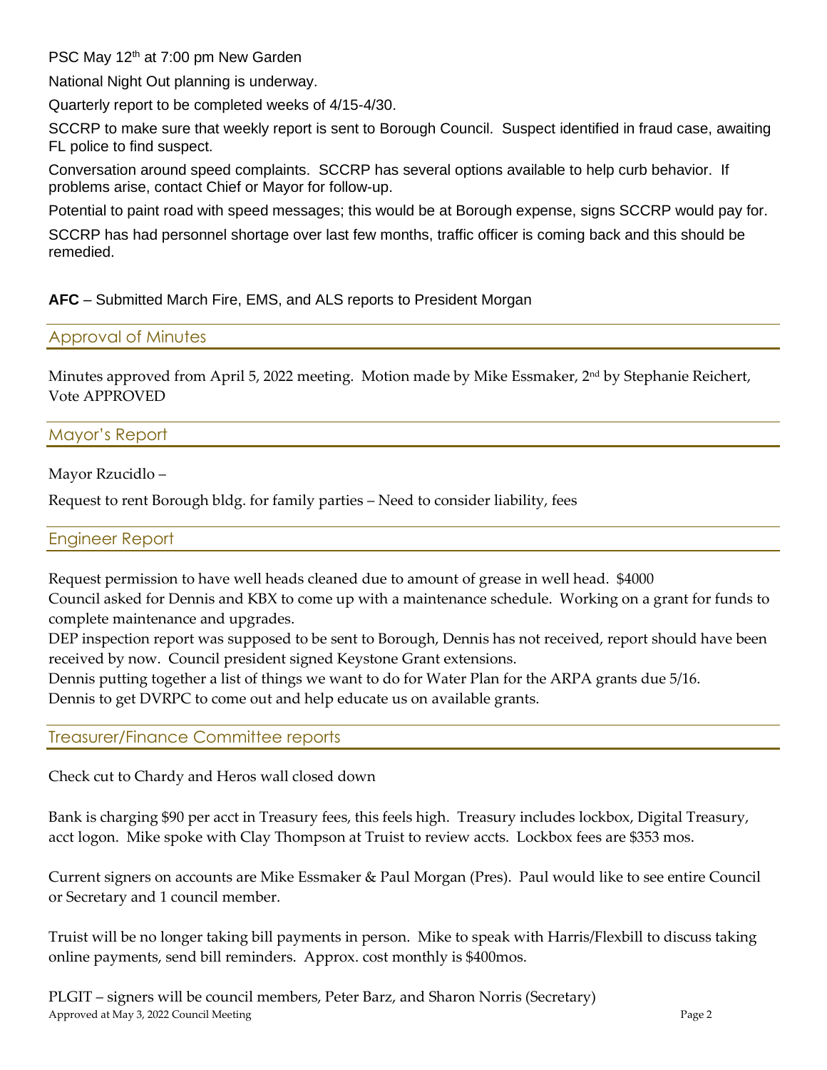PSC May 12th at 7:00 pm New Garden

National Night Out planning is underway.

Quarterly report to be completed weeks of 4/15-4/30.

SCCRP to make sure that weekly report is sent to Borough Council. Suspect identified in fraud case, awaiting FL police to find suspect.

Conversation around speed complaints. SCCRP has several options available to help curb behavior. If problems arise, contact Chief or Mayor for follow-up.

Potential to paint road with speed messages; this would be at Borough expense, signs SCCRP would pay for.

SCCRP has had personnel shortage over last few months, traffic officer is coming back and this should be remedied.

**AFC** – Submitted March Fire, EMS, and ALS reports to President Morgan

## Approval of Minutes

Minutes approved from April 5, 2022 meeting. Motion made by Mike Essmaker, 2nd by Stephanie Reichert, Vote APPROVED

## Mayor's Report

Mayor Rzucidlo –

Request to rent Borough bldg. for family parties – Need to consider liability, fees

## Engineer Report

Request permission to have well heads cleaned due to amount of grease in well head. $4000
Council asked for Dennis and KBX to come up with a maintenance schedule. Working on a grant for funds to complete maintenance and upgrades.
DEP inspection report was supposed to be sent to Borough, Dennis has not received, report should have been received by now. Council president signed Keystone Grant extensions.
Dennis putting together a list of things we want to do for Water Plan for the ARPA grants due 5/16.
Dennis to get DVRPC to come out and help educate us on available grants.

## Treasurer/Finance Committee reports

Check cut to Chardy and Heros wall closed down

Bank is charging $90 per acct in Treasury fees, this feels high. Treasury includes lockbox, Digital Treasury, acct logon. Mike spoke with Clay Thompson at Truist to review accts. Lockbox fees are $353 mos.

Current signers on accounts are Mike Essmaker & Paul Morgan (Pres). Paul would like to see entire Council or Secretary and 1 council member.

Truist will be no longer taking bill payments in person. Mike to speak with Harris/Flexbill to discuss taking online payments, send bill reminders. Approx. cost monthly is $400mos.

PLGIT – signers will be council members, Peter Barz, and Sharon Norris (Secretary)

Approved at May 3, 2022 Council Meeting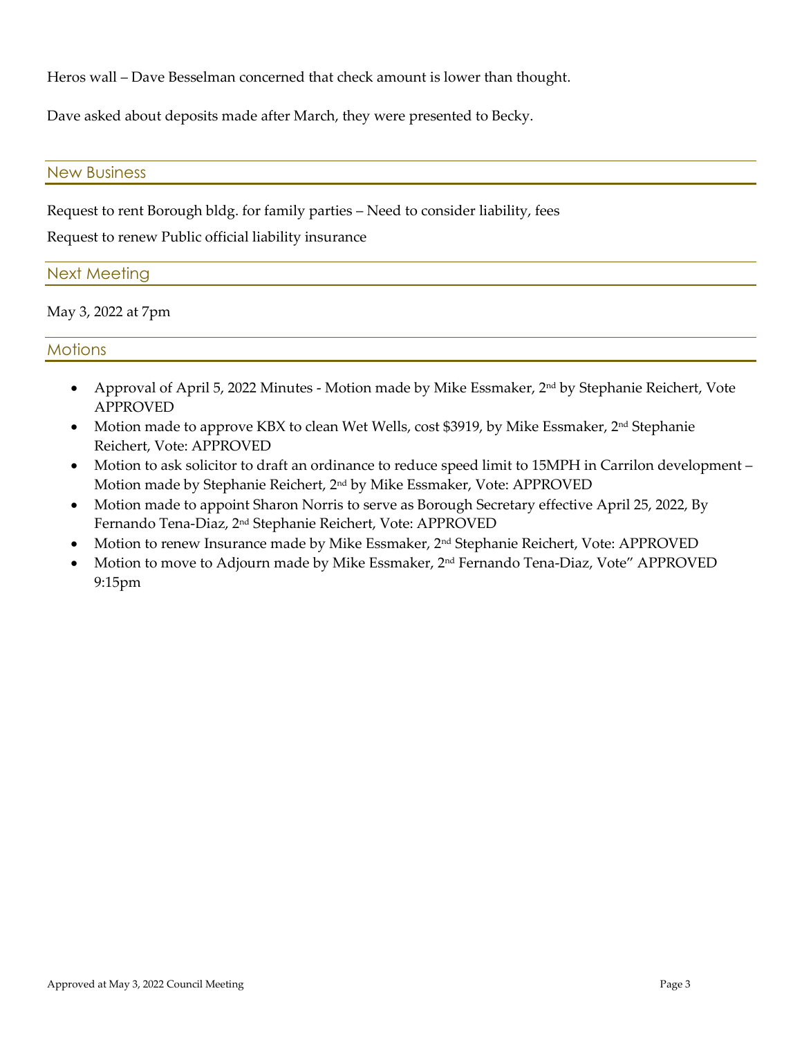Heros wall – Dave Besselman concerned that check amount is lower than thought.

Dave asked about deposits made after March, they were presented to Becky.

## New Business

Request to rent Borough bldg. for family parties – Need to consider liability, fees

Request to renew Public official liability insurance

## Next Meeting

May 3, 2022 at 7pm

## Motions

- Approval of April 5, 2022 Minutes - Motion made by Mike Essmaker, 2nd by Stephanie Reichert, Vote APPROVED
- Motion made to approve KBX to clean Wet Wells, cost $3919, by Mike Essmaker, 2nd Stephanie Reichert, Vote: APPROVED
- Motion to ask solicitor to draft an ordinance to reduce speed limit to 15MPH in Carrilon development – Motion made by Stephanie Reichert, 2nd by Mike Essmaker, Vote: APPROVED
- Motion made to appoint Sharon Norris to serve as Borough Secretary effective April 25, 2022, By Fernando Tena-Diaz, 2nd Stephanie Reichert, Vote: APPROVED
- Motion to renew Insurance made by Mike Essmaker, 2nd Stephanie Reichert, Vote: APPROVED
- Motion to move to Adjourn made by Mike Essmaker, 2nd Fernando Tena-Diaz, Vote" APPROVED 9:15pm

Approved at May 3, 2022 Council Meeting